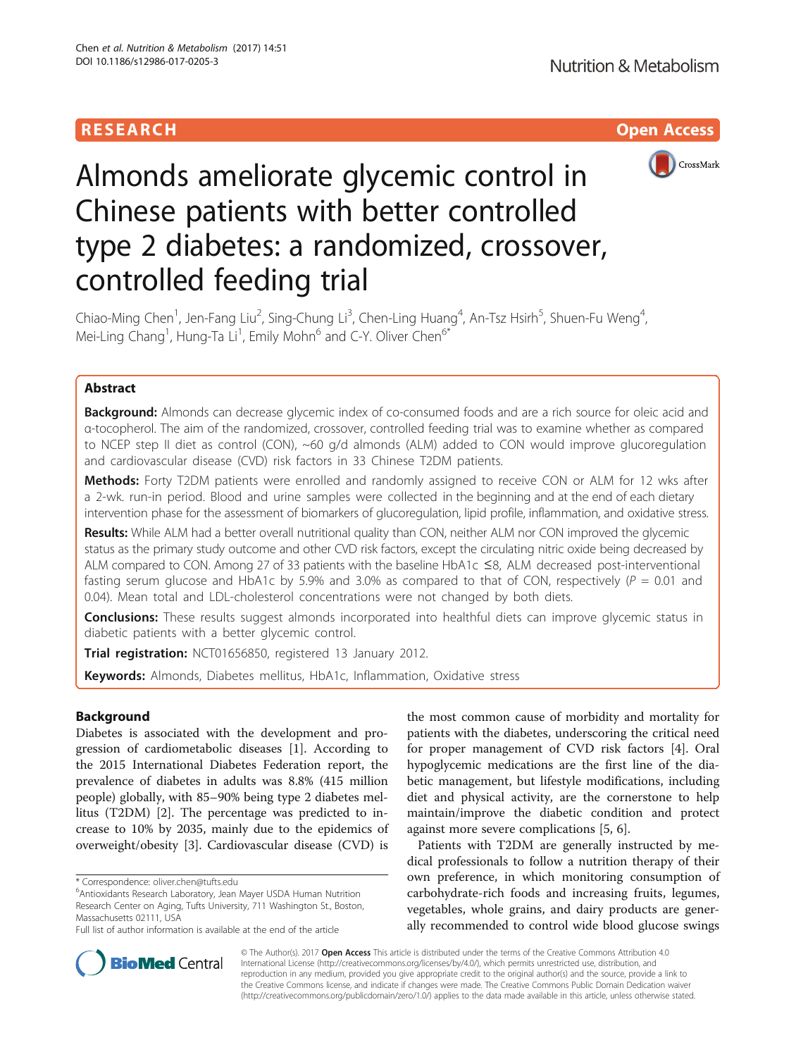RESEARCH

Open Access

# Almonds ameliorate glycemic control in Chinese patients with better controlled type 2 diabetes: a randomized, crossover, controlled feeding trial

Chiao-Ming Chen[1], Jen-Fang Liu[2], Sing-Chung Li[3], Chen-Ling Huang[4], An-Tsz Hsirh[5], Shuen-Fu Weng[4], Mei-Ling Chang[1], Hung-Ta Li[1], Emily Mohn[6] and C-Y. Oliver Chen[6*]

## Abstract

**Background:** Almonds can decrease glycemic index of co-consumed foods and are a rich source for oleic acid and α-tocopherol. The aim of the randomized, crossover, controlled feeding trial was to examine whether as compared to NCEP step II diet as control (CON), ~60 g/d almonds (ALM) added to CON would improve glucoregulation and cardiovascular disease (CVD) risk factors in 33 Chinese T2DM patients.

**Methods:** Forty T2DM patients were enrolled and randomly assigned to receive CON or ALM for 12 wks after a 2-wk. run-in period. Blood and urine samples were collected in the beginning and at the end of each dietary intervention phase for the assessment of biomarkers of glucoregulation, lipid profile, inflammation, and oxidative stress.

**Results:** While ALM had a better overall nutritional quality than CON, neither ALM nor CON improved the glycemic status as the primary study outcome and other CVD risk factors, except the circulating nitric oxide being decreased by ALM compared to CON. Among 27 of 33 patients with the baseline HbA1c ≤8, ALM decreased post-interventional fasting serum glucose and HbA1c by 5.9% and 3.0% as compared to that of CON, respectively ($P$ = 0.01 and 0.04). Mean total and LDL-cholesterol concentrations were not changed by both diets.

**Conclusions:** These results suggest almonds incorporated into healthful diets can improve glycemic status in diabetic patients with a better glycemic control.

**Trial registration:** NCT01656850, registered 13 January 2012.

**Keywords:** Almonds, Diabetes mellitus, HbA1c, Inflammation, Oxidative stress

## Background

Diabetes is associated with the development and progression of cardiometabolic diseases [1]. According to the 2015 International Diabetes Federation report, the prevalence of diabetes in adults was 8.8% (415 million people) globally, with 85–90% being type 2 diabetes mellitus (T2DM) [2]. The percentage was predicted to increase to 10% by 2035, mainly due to the epidemics of overweight/obesity [3]. Cardiovascular disease (CVD) is the most common cause of morbidity and mortality for patients with the diabetes, underscoring the critical need for proper management of CVD risk factors [4]. Oral hypoglycemic medications are the first line of the diabetic management, but lifestyle modifications, including diet and physical activity, are the cornerstone to help maintain/improve the diabetic condition and protect against more severe complications [5, 6].

Patients with T2DM are generally instructed by medical professionals to follow a nutrition therapy of their own preference, in which monitoring consumption of carbohydrate-rich foods and increasing fruits, legumes, vegetables, whole grains, and dairy products are generally recommended to control wide blood glucose swings

\* Correspondence: oliver.chen@tufts.edu
[6]Antioxidants Research Laboratory, Jean Mayer USDA Human Nutrition Research Center on Aging, Tufts University, 711 Washington St., Boston, Massachusetts 02111, USA
Full list of author information is available at the end of the article

© The Author(s). 2017 **Open Access** This article is distributed under the terms of the Creative Commons Attribution 4.0 International License (http://creativecommons.org/licenses/by/4.0/), which permits unrestricted use, distribution, and reproduction in any medium, provided you give appropriate credit to the original author(s) and the source, provide a link to the Creative Commons license, and indicate if changes were made. The Creative Commons Public Domain Dedication waiver (http://creativecommons.org/publicdomain/zero/1.0/) applies to the data made available in this article, unless otherwise stated.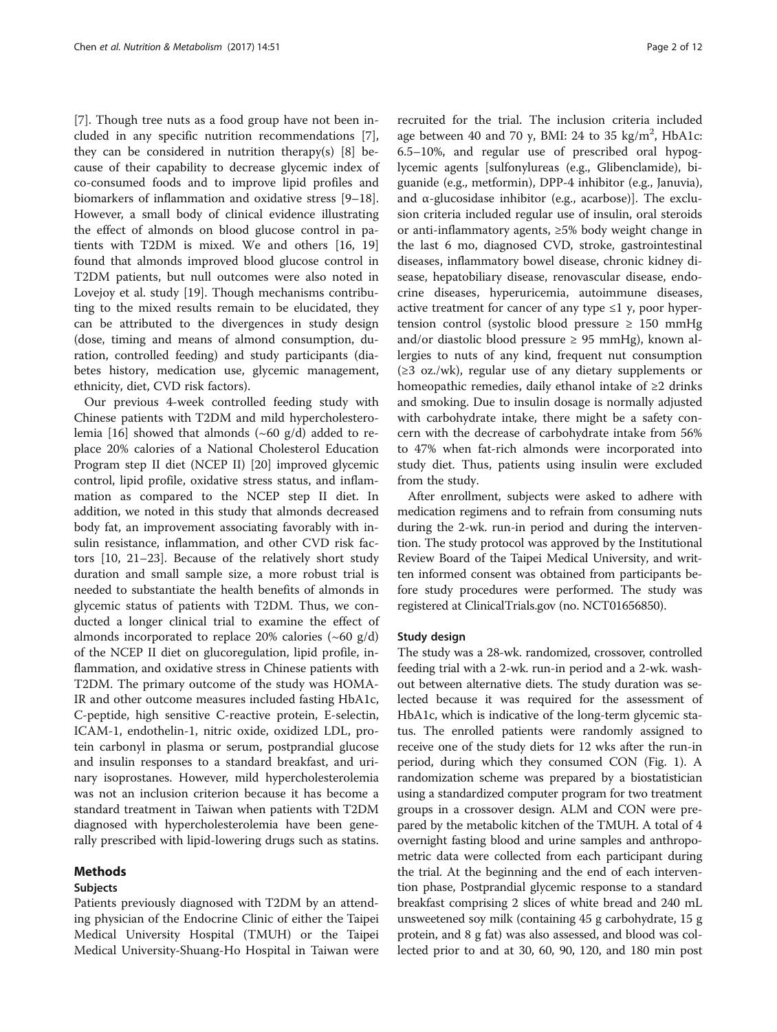[7]. Though tree nuts as a food group have not been included in any specific nutrition recommendations [7], they can be considered in nutrition therapy(s) [8] because of their capability to decrease glycemic index of co-consumed foods and to improve lipid profiles and biomarkers of inflammation and oxidative stress [9–18]. However, a small body of clinical evidence illustrating the effect of almonds on blood glucose control in patients with T2DM is mixed. We and others [16, 19] found that almonds improved blood glucose control in T2DM patients, but null outcomes were also noted in Lovejoy et al. study [19]. Though mechanisms contributing to the mixed results remain to be elucidated, they can be attributed to the divergences in study design (dose, timing and means of almond consumption, duration, controlled feeding) and study participants (diabetes history, medication use, glycemic management, ethnicity, diet, CVD risk factors).

Our previous 4-week controlled feeding study with Chinese patients with T2DM and mild hypercholesterolemia [16] showed that almonds (~60 g/d) added to replace 20% calories of a National Cholesterol Education Program step II diet (NCEP II) [20] improved glycemic control, lipid profile, oxidative stress status, and inflammation as compared to the NCEP step II diet. In addition, we noted in this study that almonds decreased body fat, an improvement associating favorably with insulin resistance, inflammation, and other CVD risk factors [10, 21–23]. Because of the relatively short study duration and small sample size, a more robust trial is needed to substantiate the health benefits of almonds in glycemic status of patients with T2DM. Thus, we conducted a longer clinical trial to examine the effect of almonds incorporated to replace 20% calories (~60 g/d) of the NCEP II diet on glucoregulation, lipid profile, inflammation, and oxidative stress in Chinese patients with T2DM. The primary outcome of the study was HOMA-IR and other outcome measures included fasting HbA1c, C-peptide, high sensitive C-reactive protein, E-selectin, ICAM-1, endothelin-1, nitric oxide, oxidized LDL, protein carbonyl in plasma or serum, postprandial glucose and insulin responses to a standard breakfast, and urinary isoprostanes. However, mild hypercholesterolemia was not an inclusion criterion because it has become a standard treatment in Taiwan when patients with T2DM diagnosed with hypercholesterolemia have been generally prescribed with lipid-lowering drugs such as statins.

## Methods

### Subjects

Patients previously diagnosed with T2DM by an attending physician of the Endocrine Clinic of either the Taipei Medical University Hospital (TMUH) or the Taipei Medical University-Shuang-Ho Hospital in Taiwan were recruited for the trial. The inclusion criteria included age between 40 and 70 y, BMI: 24 to 35 kg/m$^2$, HbA1c: 6.5–10%, and regular use of prescribed oral hypoglycemic agents [sulfonylureas (e.g., Glibenclamide), biguanide (e.g., metformin), DPP-4 inhibitor (e.g., Januvia), and α-glucosidase inhibitor (e.g., acarbose)]. The exclusion criteria included regular use of insulin, oral steroids or anti-inflammatory agents, ≥5% body weight change in the last 6 mo, diagnosed CVD, stroke, gastrointestinal diseases, inflammatory bowel disease, chronic kidney disease, hepatobiliary disease, renovascular disease, endocrine diseases, hyperuricemia, autoimmune diseases, active treatment for cancer of any type ≤1 y, poor hypertension control (systolic blood pressure ≥ 150 mmHg and/or diastolic blood pressure ≥ 95 mmHg), known allergies to nuts of any kind, frequent nut consumption (≥3 oz./wk), regular use of any dietary supplements or homeopathic remedies, daily ethanol intake of ≥2 drinks and smoking. Due to insulin dosage is normally adjusted with carbohydrate intake, there might be a safety concern with the decrease of carbohydrate intake from 56% to 47% when fat-rich almonds were incorporated into study diet. Thus, patients using insulin were excluded from the study.

After enrollment, subjects were asked to adhere with medication regimens and to refrain from consuming nuts during the 2-wk. run-in period and during the intervention. The study protocol was approved by the Institutional Review Board of the Taipei Medical University, and written informed consent was obtained from participants before study procedures were performed. The study was registered at ClinicalTrials.gov (no. NCT01656850).

### Study design

The study was a 28-wk. randomized, crossover, controlled feeding trial with a 2-wk. run-in period and a 2-wk. washout between alternative diets. The study duration was selected because it was required for the assessment of HbA1c, which is indicative of the long-term glycemic status. The enrolled patients were randomly assigned to receive one of the study diets for 12 wks after the run-in period, during which they consumed CON (Fig. 1). A randomization scheme was prepared by a biostatistician using a standardized computer program for two treatment groups in a crossover design. ALM and CON were prepared by the metabolic kitchen of the TMUH. A total of 4 overnight fasting blood and urine samples and anthropometric data were collected from each participant during the trial. At the beginning and the end of each intervention phase, Postprandial glycemic response to a standard breakfast comprising 2 slices of white bread and 240 mL unsweetened soy milk (containing 45 g carbohydrate, 15 g protein, and 8 g fat) was also assessed, and blood was collected prior to and at 30, 60, 90, 120, and 180 min post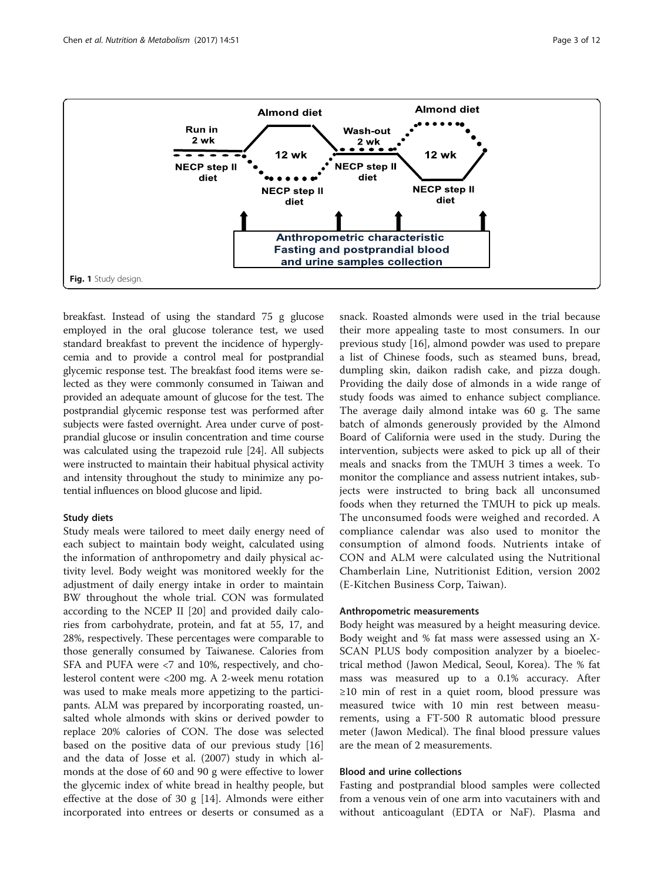Fig. 1 Study design.

breakfast. Instead of using the standard 75 g glucose employed in the oral glucose tolerance test, we used standard breakfast to prevent the incidence of hyperglycemia and to provide a control meal for postprandial glycemic response test. The breakfast food items were selected as they were commonly consumed in Taiwan and provided an adequate amount of glucose for the test. The postprandial glycemic response test was performed after subjects were fasted overnight. Area under curve of postprandial glucose or insulin concentration and time course was calculated using the trapezoid rule [24]. All subjects were instructed to maintain their habitual physical activity and intensity throughout the study to minimize any potential influences on blood glucose and lipid.

### Study diets

Study meals were tailored to meet daily energy need of each subject to maintain body weight, calculated using the information of anthropometry and daily physical activity level. Body weight was monitored weekly for the adjustment of daily energy intake in order to maintain BW throughout the whole trial. CON was formulated according to the NCEP II [20] and provided daily calories from carbohydrate, protein, and fat at 55, 17, and 28%, respectively. These percentages were comparable to those generally consumed by Taiwanese. Calories from SFA and PUFA were <7 and 10%, respectively, and cholesterol content were <200 mg. A 2-week menu rotation was used to make meals more appetizing to the participants. ALM was prepared by incorporating roasted, unsalted whole almonds with skins or derived powder to replace 20% calories of CON. The dose was selected based on the positive data of our previous study [16] and the data of Josse et al. (2007) study in which almonds at the dose of 60 and 90 g were effective to lower the glycemic index of white bread in healthy people, but effective at the dose of 30 g [14]. Almonds were either incorporated into entrees or deserts or consumed as a snack. Roasted almonds were used in the trial because their more appealing taste to most consumers. In our previous study [16], almond powder was used to prepare a list of Chinese foods, such as steamed buns, bread, dumpling skin, daikon radish cake, and pizza dough. Providing the daily dose of almonds in a wide range of study foods was aimed to enhance subject compliance. The average daily almond intake was 60 g. The same batch of almonds generously provided by the Almond Board of California were used in the study. During the intervention, subjects were asked to pick up all of their meals and snacks from the TMUH 3 times a week. To monitor the compliance and assess nutrient intakes, subjects were instructed to bring back all unconsumed foods when they returned the TMUH to pick up meals. The unconsumed foods were weighed and recorded. A compliance calendar was also used to monitor the consumption of almond foods. Nutrients intake of CON and ALM were calculated using the Nutritional Chamberlain Line, Nutritionist Edition, version 2002 (E-Kitchen Business Corp, Taiwan).

### Anthropometric measurements

Body height was measured by a height measuring device. Body weight and % fat mass were assessed using an X-SCAN PLUS body composition analyzer by a bioelectrical method (Jawon Medical, Seoul, Korea). The % fat mass was measured up to a 0.1% accuracy. After ≥10 min of rest in a quiet room, blood pressure was measured twice with 10 min rest between measurements, using a FT-500 R automatic blood pressure meter (Jawon Medical). The final blood pressure values are the mean of 2 measurements.

### Blood and urine collections

Fasting and postprandial blood samples were collected from a venous vein of one arm into vacutainers with and without anticoagulant (EDTA or NaF). Plasma and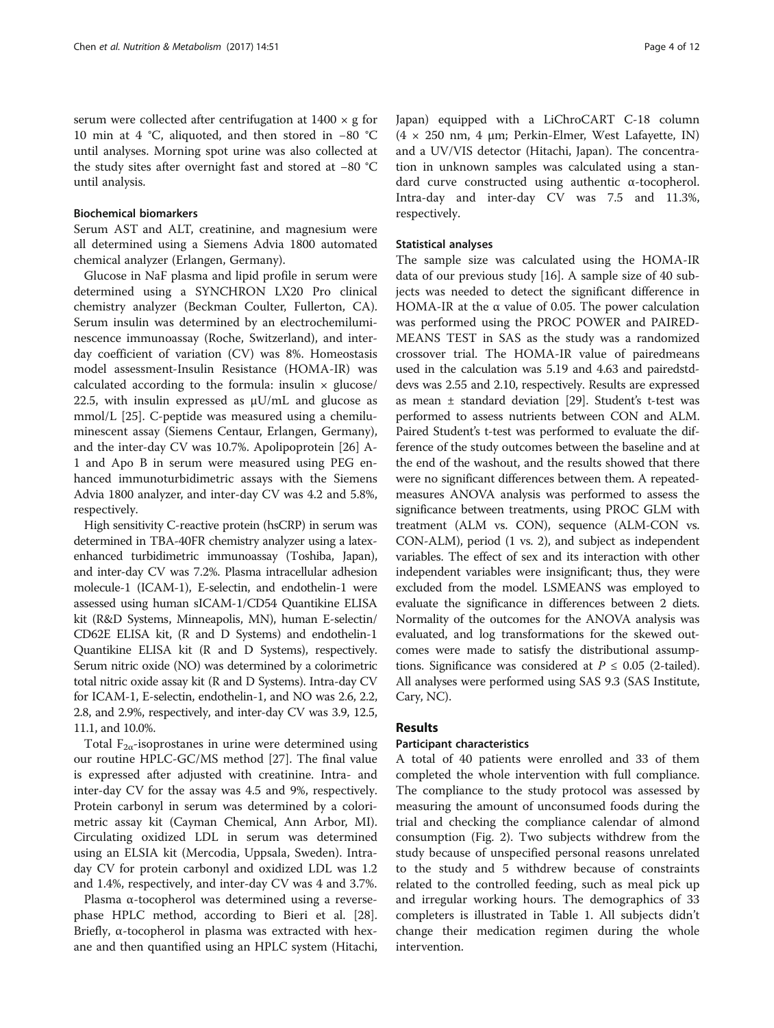serum were collected after centrifugation at 1400 × g for 10 min at 4 °C, aliquoted, and then stored in −80 °C until analyses. Morning spot urine was also collected at the study sites after overnight fast and stored at −80 °C until analysis.

### Biochemical biomarkers

Serum AST and ALT, creatinine, and magnesium were all determined using a Siemens Advia 1800 automated chemical analyzer (Erlangen, Germany).

Glucose in NaF plasma and lipid profile in serum were determined using a SYNCHRON LX20 Pro clinical chemistry analyzer (Beckman Coulter, Fullerton, CA). Serum insulin was determined by an electrochemiluminescence immunoassay (Roche, Switzerland), and inter-day coefficient of variation (CV) was 8%. Homeostasis model assessment-Insulin Resistance (HOMA-IR) was calculated according to the formula: insulin × glucose/22.5, with insulin expressed as μU/mL and glucose as mmol/L [25]. C-peptide was measured using a chemiluminescent assay (Siemens Centaur, Erlangen, Germany), and the inter-day CV was 10.7%. Apolipoprotein [26] A-1 and Apo B in serum were measured using PEG enhanced immunoturbidimetric assays with the Siemens Advia 1800 analyzer, and inter-day CV was 4.2 and 5.8%, respectively.

High sensitivity C-reactive protein (hsCRP) in serum was determined in TBA-40FR chemistry analyzer using a latex-enhanced turbidimetric immunoassay (Toshiba, Japan), and inter-day CV was 7.2%. Plasma intracellular adhesion molecule-1 (ICAM-1), E-selectin, and endothelin-1 were assessed using human sICAM-1/CD54 Quantikine ELISA kit (R&D Systems, Minneapolis, MN), human E-selectin/CD62E ELISA kit, (R and D Systems) and endothelin-1 Quantikine ELISA kit (R and D Systems), respectively. Serum nitric oxide (NO) was determined by a colorimetric total nitric oxide assay kit (R and D Systems). Intra-day CV for ICAM-1, E-selectin, endothelin-1, and NO was 2.6, 2.2, 2.8, and 2.9%, respectively, and inter-day CV was 3.9, 12.5, 11.1, and 10.0%.

Total $F_{2\alpha}$-isoprostanes in urine were determined using our routine HPLC-GC/MS method [27]. The final value is expressed after adjusted with creatinine. Intra- and inter-day CV for the assay was 4.5 and 9%, respectively. Protein carbonyl in serum was determined by a colorimetric assay kit (Cayman Chemical, Ann Arbor, MI). Circulating oxidized LDL in serum was determined using an ELSIA kit (Mercodia, Uppsala, Sweden). Intra-day CV for protein carbonyl and oxidized LDL was 1.2 and 1.4%, respectively, and inter-day CV was 4 and 3.7%.

Plasma α-tocopherol was determined using a reverse-phase HPLC method, according to Bieri et al. [28]. Briefly, α-tocopherol in plasma was extracted with hexane and then quantified using an HPLC system (Hitachi, Japan) equipped with a LiChroCART C-18 column (4 × 250 nm, 4 μm; Perkin-Elmer, West Lafayette, IN) and a UV/VIS detector (Hitachi, Japan). The concentration in unknown samples was calculated using a standard curve constructed using authentic α-tocopherol. Intra-day and inter-day CV was 7.5 and 11.3%, respectively.

### Statistical analyses

The sample size was calculated using the HOMA-IR data of our previous study [16]. A sample size of 40 subjects was needed to detect the significant difference in HOMA-IR at the α value of 0.05. The power calculation was performed using the PROC POWER and PAIRED-MEANS TEST in SAS as the study was a randomized crossover trial. The HOMA-IR value of pairedmeans used in the calculation was 5.19 and 4.63 and pairedstddevs was 2.55 and 2.10, respectively. Results are expressed as mean ± standard deviation [29]. Student's t-test was performed to assess nutrients between CON and ALM. Paired Student's t-test was performed to evaluate the difference of the study outcomes between the baseline and at the end of the washout, and the results showed that there were no significant differences between them. A repeated-measures ANOVA analysis was performed to assess the significance between treatments, using PROC GLM with treatment (ALM vs. CON), sequence (ALM-CON vs. CON-ALM), period (1 vs. 2), and subject as independent variables. The effect of sex and its interaction with other independent variables were insignificant; thus, they were excluded from the model. LSMEANS was employed to evaluate the significance in differences between 2 diets. Normality of the outcomes for the ANOVA analysis was evaluated, and log transformations for the skewed outcomes were made to satisfy the distributional assumptions. Significance was considered at $P \leq 0.05$ (2-tailed). All analyses were performed using SAS 9.3 (SAS Institute, Cary, NC).

## Results

### Participant characteristics

A total of 40 patients were enrolled and 33 of them completed the whole intervention with full compliance. The compliance to the study protocol was assessed by measuring the amount of unconsumed foods during the trial and checking the compliance calendar of almond consumption (Fig. 2). Two subjects withdrew from the study because of unspecified personal reasons unrelated to the study and 5 withdrew because of constraints related to the controlled feeding, such as meal pick up and irregular working hours. The demographics of 33 completers is illustrated in Table 1. All subjects didn't change their medication regimen during the whole intervention.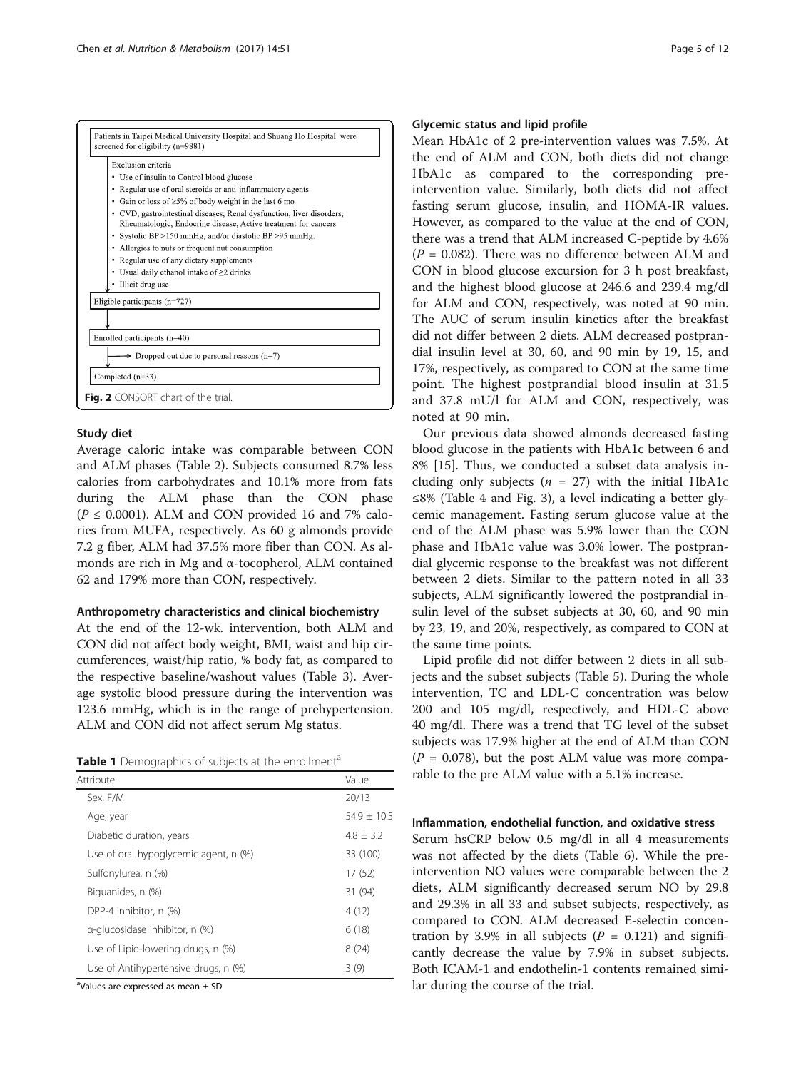Patients in Taipei Medical University Hospital and Shuang Ho Hospital were screened for eligibility (n=9881)

Exclusion criteria
- Use of insulin to Control blood glucose
- Regular use of oral steroids or anti-inflammatory agents
- Gain or loss of ≥5% of body weight in the last 6 mo
- CVD, gastrointestinal diseases, Renal dysfunction, liver disorders, Rheumatologic, Endocrine disease, Active treatment for cancers
- Systolic BP >150 mmHg, and/or diastolic BP >95 mmHg.
- Allergies to nuts or frequent nut consumption
- Regular use of any dietary supplements
- Usual daily ethanol intake of ≥2 drinks
- Illicit drug use

Eligible participants (n=727)

Enrolled participants (n=40)

Dropped out due to personal reasons (n=7)

Completed (n=33)

**Fig. 2** CONSORT chart of the trial.

### Study diet

Average caloric intake was comparable between CON and ALM phases (Table 2). Subjects consumed 8.7% less calories from carbohydrates and 10.1% more from fats during the ALM phase than the CON phase ($P \leq 0.0001$). ALM and CON provided 16 and 7% calories from MUFA, respectively. As 60 g almonds provide 7.2 g fiber, ALM had 37.5% more fiber than CON. As almonds are rich in Mg and α-tocopherol, ALM contained 62 and 179% more than CON, respectively.

### Anthropometry characteristics and clinical biochemistry

At the end of the 12-wk. intervention, both ALM and CON did not affect body weight, BMI, waist and hip circumferences, waist/hip ratio, % body fat, as compared to the respective baseline/washout values (Table 3). Average systolic blood pressure during the intervention was 123.6 mmHg, which is in the range of prehypertension. ALM and CON did not affect serum Mg status.

**Table 1** Demographics of subjects at the enrollment[a]

| Attribute | Value |
|---|---|
| Sex, F/M | 20/13 |
| Age, year | 54.9 ± 10.5 |
| Diabetic duration, years | 4.8 ± 3.2 |
| Use of oral hypoglycemic agent, n (%) | 33 (100) |
| Sulfonylurea, n (%) | 17 (52) |
| Biguanides, n (%) | 31 (94) |
| DPP-4 inhibitor, n (%) | 4 (12) |
| α-glucosidase inhibitor, n (%) | 6 (18) |
| Use of Lipid-lowering drugs, n (%) | 8 (24) |
| Use of Antihypertensive drugs, n (%) | 3 (9) |

[a]Values are expressed as mean ± SD

### Glycemic status and lipid profile

Mean HbA1c of 2 pre-intervention values was 7.5%. At the end of ALM and CON, both diets did not change HbA1c as compared to the corresponding pre-intervention value. Similarly, both diets did not affect fasting serum glucose, insulin, and HOMA-IR values. However, as compared to the value at the end of CON, there was a trend that ALM increased C-peptide by 4.6% ($P = 0.082$). There was no difference between ALM and CON in blood glucose excursion for 3 h post breakfast, and the highest blood glucose at 246.6 and 239.4 mg/dl for ALM and CON, respectively, was noted at 90 min. The AUC of serum insulin kinetics after the breakfast did not differ between 2 diets. ALM decreased postprandial insulin level at 30, 60, and 90 min by 19, 15, and 17%, respectively, as compared to CON at the same time point. The highest postprandial blood insulin at 31.5 and 37.8 mU/l for ALM and CON, respectively, was noted at 90 min.

Our previous data showed almonds decreased fasting blood glucose in the patients with HbA1c between 6 and 8% [15]. Thus, we conducted a subset data analysis including only subjects ($n = 27$) with the initial HbA1c ≤8% (Table 4 and Fig. 3), a level indicating a better glycemic management. Fasting serum glucose value at the end of the ALM phase was 5.9% lower than the CON phase and HbA1c value was 3.0% lower. The postprandial glycemic response to the breakfast was not different between 2 diets. Similar to the pattern noted in all 33 subjects, ALM significantly lowered the postprandial insulin level of the subset subjects at 30, 60, and 90 min by 23, 19, and 20%, respectively, as compared to CON at the same time points.

Lipid profile did not differ between 2 diets in all subjects and the subset subjects (Table 5). During the whole intervention, TC and LDL-C concentration was below 200 and 105 mg/dl, respectively, and HDL-C above 40 mg/dl. There was a trend that TG level of the subset subjects was 17.9% higher at the end of ALM than CON ($P = 0.078$), but the post ALM value was more comparable to the pre ALM value with a 5.1% increase.

### Inflammation, endothelial function, and oxidative stress

Serum hsCRP below 0.5 mg/dl in all 4 measurements was not affected by the diets (Table 6). While the pre-intervention NO values were comparable between the 2 diets, ALM significantly decreased serum NO by 29.8 and 29.3% in all 33 and subset subjects, respectively, as compared to CON. ALM decreased E-selectin concentration by 3.9% in all subjects ($P = 0.121$) and significantly decrease the value by 7.9% in subset subjects. Both ICAM-1 and endothelin-1 contents remained similar during the course of the trial.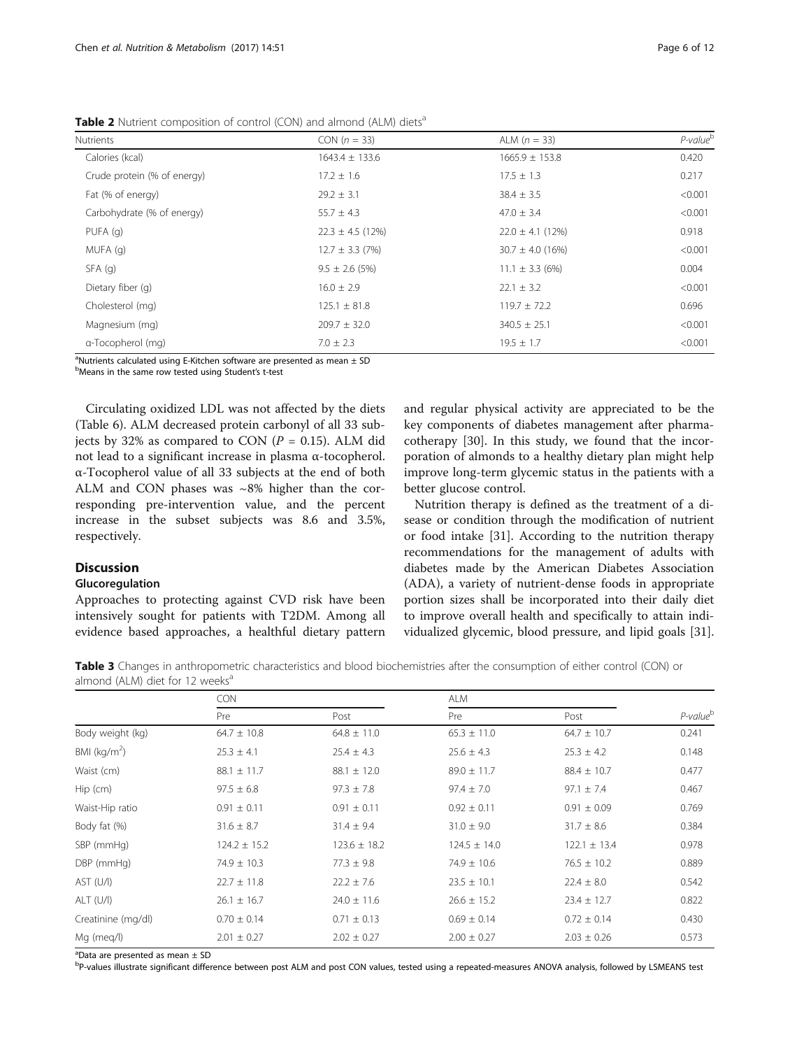**Table 2** Nutrient composition of control (CON) and almond (ALM) diets[a]

| Nutrients | CON ($n = 33$) | ALM ($n = 33$) | *P-value*[b] |
|---|---|---|---|
| Calories (kcal) | 1643.4 ± 133.6 | 1665.9 ± 153.8 | 0.420 |
| Crude protein (% of energy) | 17.2 ± 1.6 | 17.5 ± 1.3 | 0.217 |
| Fat (% of energy) | 29.2 ± 3.1 | 38.4 ± 3.5 | <0.001 |
| Carbohydrate (% of energy) | 55.7 ± 4.3 | 47.0 ± 3.4 | <0.001 |
| PUFA (g) | 22.3 ± 4.5 (12%) | 22.0 ± 4.1 (12%) | 0.918 |
| MUFA (g) | 12.7 ± 3.3 (7%) | 30.7 ± 4.0 (16%) | <0.001 |
| SFA (g) | 9.5 ± 2.6 (5%) | 11.1 ± 3.3 (6%) | 0.004 |
| Dietary fiber (g) | 16.0 ± 2.9 | 22.1 ± 3.2 | <0.001 |
| Cholesterol (mg) | 125.1 ± 81.8 | 119.7 ± 72.2 | 0.696 |
| Magnesium (mg) | 209.7 ± 32.0 | 340.5 ± 25.1 | <0.001 |
| α-Tocopherol (mg) | 7.0 ± 2.3 | 19.5 ± 1.7 | <0.001 |

[a]Nutrients calculated using E-Kitchen software are presented as mean ± SD
[b]Means in the same row tested using Student's t-test

Circulating oxidized LDL was not affected by the diets (Table 6). ALM decreased protein carbonyl of all 33 subjects by 32% as compared to CON ($P = 0.15$). ALM did not lead to a significant increase in plasma α-tocopherol. α-Tocopherol value of all 33 subjects at the end of both ALM and CON phases was ~8% higher than the corresponding pre-intervention value, and the percent increase in the subset subjects was 8.6 and 3.5%, respectively.

## Discussion

### Glucoregulation

Approaches to protecting against CVD risk have been intensively sought for patients with T2DM. Among all evidence based approaches, a healthful dietary pattern and regular physical activity are appreciated to be the key components of diabetes management after pharmacotherapy [30]. In this study, we found that the incorporation of almonds to a healthy dietary plan might help improve long-term glycemic status in the patients with a better glucose control.

Nutrition therapy is defined as the treatment of a disease or condition through the modification of nutrient or food intake [31]. According to the nutrition therapy recommendations for the management of adults with diabetes made by the American Diabetes Association (ADA), a variety of nutrient-dense foods in appropriate portion sizes shall be incorporated into their daily diet to improve overall health and specifically to attain individualized glycemic, blood pressure, and lipid goals [31].

**Table 3** Changes in anthropometric characteristics and blood biochemistries after the consumption of either control (CON) or almond (ALM) diet for 12 weeks[a]

| | CON | | ALM | | |
|---|---|---|---|---|---|
| | Pre | Post | Pre | Post | *P-value*[b] |
| Body weight (kg) | 64.7 ± 10.8 | 64.8 ± 11.0 | 65.3 ± 11.0 | 64.7 ± 10.7 | 0.241 |
| BMI (kg/m$^2$) | 25.3 ± 4.1 | 25.4 ± 4.3 | 25.6 ± 4.3 | 25.3 ± 4.2 | 0.148 |
| Waist (cm) | 88.1 ± 11.7 | 88.1 ± 12.0 | 89.0 ± 11.7 | 88.4 ± 10.7 | 0.477 |
| Hip (cm) | 97.5 ± 6.8 | 97.3 ± 7.8 | 97.4 ± 7.0 | 97.1 ± 7.4 | 0.467 |
| Waist-Hip ratio | 0.91 ± 0.11 | 0.91 ± 0.11 | 0.92 ± 0.11 | 0.91 ± 0.09 | 0.769 |
| Body fat (%) | 31.6 ± 8.7 | 31.4 ± 9.4 | 31.0 ± 9.0 | 31.7 ± 8.6 | 0.384 |
| SBP (mmHg) | 124.2 ± 15.2 | 123.6 ± 18.2 | 124.5 ± 14.0 | 122.1 ± 13.4 | 0.978 |
| DBP (mmHg) | 74.9 ± 10.3 | 77.3 ± 9.8 | 74.9 ± 10.6 | 76.5 ± 10.2 | 0.889 |
| AST (U/l) | 22.7 ± 11.8 | 22.2 ± 7.6 | 23.5 ± 10.1 | 22.4 ± 8.0 | 0.542 |
| ALT (U/l) | 26.1 ± 16.7 | 24.0 ± 11.6 | 26.6 ± 15.2 | 23.4 ± 12.7 | 0.822 |
| Creatinine (mg/dl) | 0.70 ± 0.14 | 0.71 ± 0.13 | 0.69 ± 0.14 | 0.72 ± 0.14 | 0.430 |
| Mg (meq/l) | 2.01 ± 0.27 | 2.02 ± 0.27 | 2.00 ± 0.27 | 2.03 ± 0.26 | 0.573 |

[a]Data are presented as mean ± SD
[b]P-values illustrate significant difference between post ALM and post CON values, tested using a repeated-measures ANOVA analysis, followed by LSMEANS test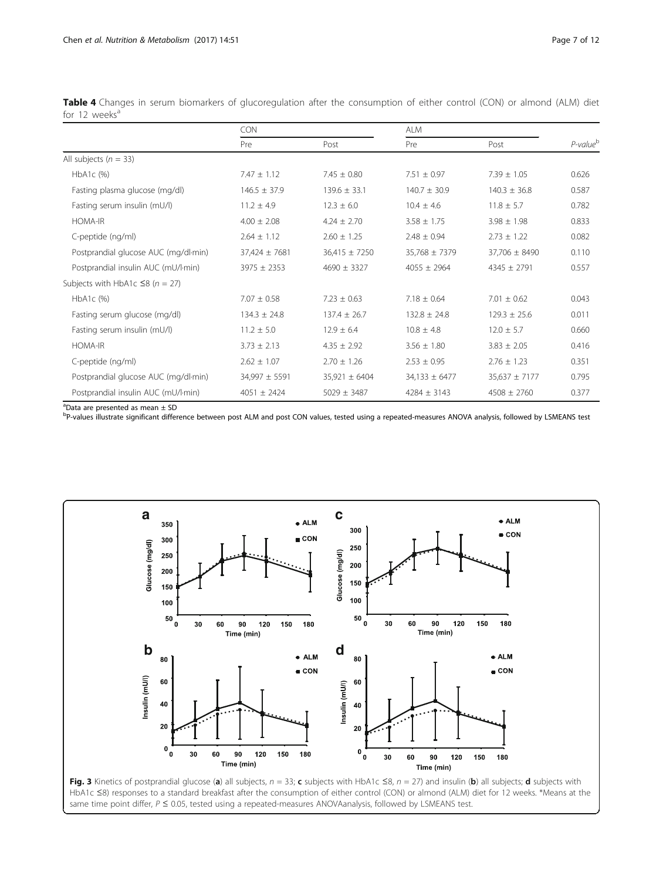**Table 4** Changes in serum biomarkers of glucoregulation after the consumption of either control (CON) or almond (ALM) diet for 12 weeks[a]

| | CON | | ALM | | |
|---|---|---|---|---|---|
| | Pre | Post | Pre | Post | *P-value*[b] |
| All subjects ($n$ = 33) | | | | | |
| HbA1c (%) | 7.47 ± 1.12 | 7.45 ± 0.80 | 7.51 ± 0.97 | 7.39 ± 1.05 | 0.626 |
| Fasting plasma glucose (mg/dl) | 146.5 ± 37.9 | 139.6 ± 33.1 | 140.7 ± 30.9 | 140.3 ± 36.8 | 0.587 |
| Fasting serum insulin (mU/l) | 11.2 ± 4.9 | 12.3 ± 6.0 | 10.4 ± 4.6 | 11.8 ± 5.7 | 0.782 |
| HOMA-IR | 4.00 ± 2.08 | 4.24 ± 2.70 | 3.58 ± 1.75 | 3.98 ± 1.98 | 0.833 |
| C-peptide (ng/ml) | 2.64 ± 1.12 | 2.60 ± 1.25 | 2.48 ± 0.94 | 2.73 ± 1.22 | 0.082 |
| Postprandial glucose AUC (mg/dl·min) | 37,424 ± 7681 | 36,415 ± 7250 | 35,768 ± 7379 | 37,706 ± 8490 | 0.110 |
| Postprandial insulin AUC (mU/l·min) | 3975 ± 2353 | 4690 ± 3327 | 4055 ± 2964 | 4345 ± 2791 | 0.557 |
| Subjects with HbA1c ≤8 ($n$ = 27) | | | | | |
| HbA1c (%) | 7.07 ± 0.58 | 7.23 ± 0.63 | 7.18 ± 0.64 | 7.01 ± 0.62 | 0.043 |
| Fasting serum glucose (mg/dl) | 134.3 ± 24.8 | 137.4 ± 26.7 | 132.8 ± 24.8 | 129.3 ± 25.6 | 0.011 |
| Fasting serum insulin (mU/l) | 11.2 ± 5.0 | 12.9 ± 6.4 | 10.8 ± 4.8 | 12.0 ± 5.7 | 0.660 |
| HOMA-IR | 3.73 ± 2.13 | 4.35 ± 2.92 | 3.56 ± 1.80 | 3.83 ± 2.05 | 0.416 |
| C-peptide (ng/ml) | 2.62 ± 1.07 | 2.70 ± 1.26 | 2.53 ± 0.95 | 2.76 ± 1.23 | 0.351 |
| Postprandial glucose AUC (mg/dl·min) | 34,997 ± 5591 | 35,921 ± 6404 | 34,133 ± 6477 | 35,637 ± 7177 | 0.795 |
| Postprandial insulin AUC (mU/l·min) | 4051 ± 2424 | 5029 ± 3487 | 4284 ± 3143 | 4508 ± 2760 | 0.377 |

[a]Data are presented as mean ± SD
[b]P-values illustrate significant difference between post ALM and post CON values, tested using a repeated-measures ANOVA analysis, followed by LSMEANS test

**Fig. 3** Kinetics of postprandial glucose (**a**) all subjects, $n$ = 33; **c** subjects with HbA1c ≤8, $n$ = 27) and insulin (**b**) all subjects; **d** subjects with HbA1c ≤8) responses to a standard breakfast after the consumption of either control (CON) or almond (ALM) diet for 12 weeks. *Means at the same time point differ, $P \leq 0.05$, tested using a repeated-measures ANOVAanalysis, followed by LSMEANS test.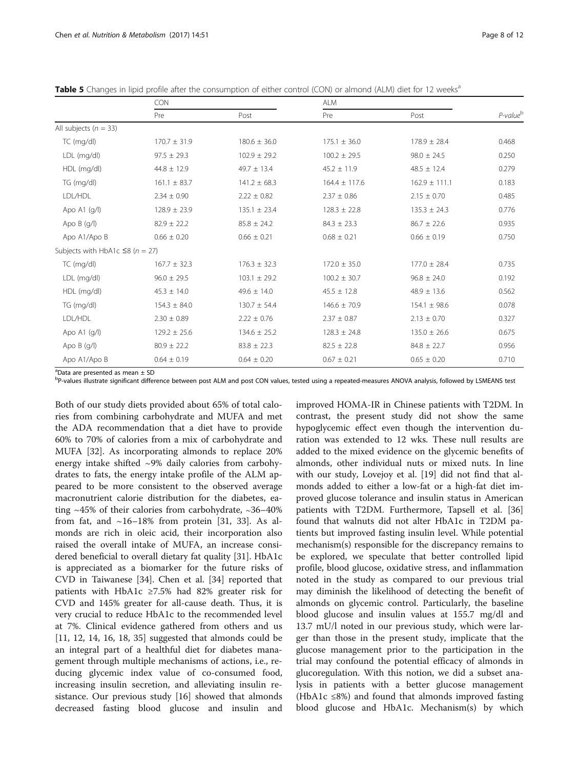**Table 5** Changes in lipid profile after the consumption of either control (CON) or almond (ALM) diet for 12 weeks[a]

| | CON | | ALM | | |
|---|---|---|---|---|---|
| | Pre | Post | Pre | Post | *P-value*[b] |
| All subjects (*n* = 33) | | | | | |
| TC (mg/dl) | 170.7 ± 31.9 | 180.6 ± 36.0 | 175.1 ± 36.0 | 178.9 ± 28.4 | 0.468 |
| LDL (mg/dl) | 97.5 ± 29.3 | 102.9 ± 29.2 | 100.2 ± 29.5 | 98.0 ± 24.5 | 0.250 |
| HDL (mg/dl) | 44.8 ± 12.9 | 49.7 ± 13.4 | 45.2 ± 11.9 | 48.5 ± 12.4 | 0.279 |
| TG (mg/dl) | 161.1 ± 83.7 | 141.2 ± 68.3 | 164.4 ± 117.6 | 162.9 ± 111.1 | 0.183 |
| LDL/HDL | 2.34 ± 0.90 | 2.22 ± 0.82 | 2.37 ± 0.86 | 2.15 ± 0.70 | 0.485 |
| Apo A1 (g/l) | 128.9 ± 23.9 | 135.1 ± 23.4 | 128.3 ± 22.8 | 135.3 ± 24.3 | 0.776 |
| Apo B (g/l) | 82.9 ± 22.2 | 85.8 ± 24.2 | 84.3 ± 23.3 | 86.7 ± 22.6 | 0.935 |
| Apo A1/Apo B | 0.66 ± 0.20 | 0.66 ± 0.21 | 0.68 ± 0.21 | 0.66 ± 0.19 | 0.750 |
| Subjects with HbA1c ≤8 (*n* = 27) | | | | | |
| TC (mg/dl) | 167.7 ± 32.3 | 176.3 ± 32.3 | 172.0 ± 35.0 | 177.0 ± 28.4 | 0.735 |
| LDL (mg/dl) | 96.0 ± 29.5 | 103.1 ± 29.2 | 100.2 ± 30.7 | 96.8 ± 24.0 | 0.192 |
| HDL (mg/dl) | 45.3 ± 14.0 | 49.6 ± 14.0 | 45.5 ± 12.8 | 48.9 ± 13.6 | 0.562 |
| TG (mg/dl) | 154.3 ± 84.0 | 130.7 ± 54.4 | 146.6 ± 70.9 | 154.1 ± 98.6 | 0.078 |
| LDL/HDL | 2.30 ± 0.89 | 2.22 ± 0.76 | 2.37 ± 0.87 | 2.13 ± 0.70 | 0.327 |
| Apo A1 (g/l) | 129.2 ± 25.6 | 134.6 ± 25.2 | 128.3 ± 24.8 | 135.0 ± 26.6 | 0.675 |
| Apo B (g/l) | 80.9 ± 22.2 | 83.8 ± 22.3 | 82.5 ± 22.8 | 84.8 ± 22.7 | 0.956 |
| Apo A1/Apo B | 0.64 ± 0.19 | 0.64 ± 0.20 | 0.67 ± 0.21 | 0.65 ± 0.20 | 0.710 |

[a]Data are presented as mean ± SD

[b]P-values illustrate significant difference between post ALM and post CON values, tested using a repeated-measures ANOVA analysis, followed by LSMEANS test

Both of our study diets provided about 65% of total calories from combining carbohydrate and MUFA and met the ADA recommendation that a diet have to provide 60% to 70% of calories from a mix of carbohydrate and MUFA [32]. As incorporating almonds to replace 20% energy intake shifted ~9% daily calories from carbohydrates to fats, the energy intake profile of the ALM appeared to be more consistent to the observed average macronutrient calorie distribution for the diabetes, eating ~45% of their calories from carbohydrate, ~36–40% from fat, and ~16–18% from protein [31, 33]. As almonds are rich in oleic acid, their incorporation also raised the overall intake of MUFA, an increase considered beneficial to overall dietary fat quality [31]. HbA1c is appreciated as a biomarker for the future risks of CVD in Taiwanese [34]. Chen et al. [34] reported that patients with HbA1c ≥7.5% had 82% greater risk for CVD and 145% greater for all-cause death. Thus, it is very crucial to reduce HbA1c to the recommended level at 7%. Clinical evidence gathered from others and us [11, 12, 14, 16, 18, 35] suggested that almonds could be an integral part of a healthful diet for diabetes management through multiple mechanisms of actions, i.e., reducing glycemic index value of co-consumed food, increasing insulin secretion, and alleviating insulin resistance. Our previous study [16] showed that almonds decreased fasting blood glucose and insulin and improved HOMA-IR in Chinese patients with T2DM. In contrast, the present study did not show the same hypoglycemic effect even though the intervention duration was extended to 12 wks. These null results are added to the mixed evidence on the glycemic benefits of almonds, other individual nuts or mixed nuts. In line with our study, Lovejoy et al. [19] did not find that almonds added to either a low-fat or a high-fat diet improved glucose tolerance and insulin status in American patients with T2DM. Furthermore, Tapsell et al. [36] found that walnuts did not alter HbA1c in T2DM patients but improved fasting insulin level. While potential mechanism(s) responsible for the discrepancy remains to be explored, we speculate that better controlled lipid profile, blood glucose, oxidative stress, and inflammation noted in the study as compared to our previous trial may diminish the likelihood of detecting the benefit of almonds on glycemic control. Particularly, the baseline blood glucose and insulin values at 155.7 mg/dl and 13.7 mU/l noted in our previous study, which were larger than those in the present study, implicate that the glucose management prior to the participation in the trial may confound the potential efficacy of almonds in glucoregulation. With this notion, we did a subset analysis in patients with a better glucose management (HbA1c ≤8%) and found that almonds improved fasting blood glucose and HbA1c. Mechanism(s) by which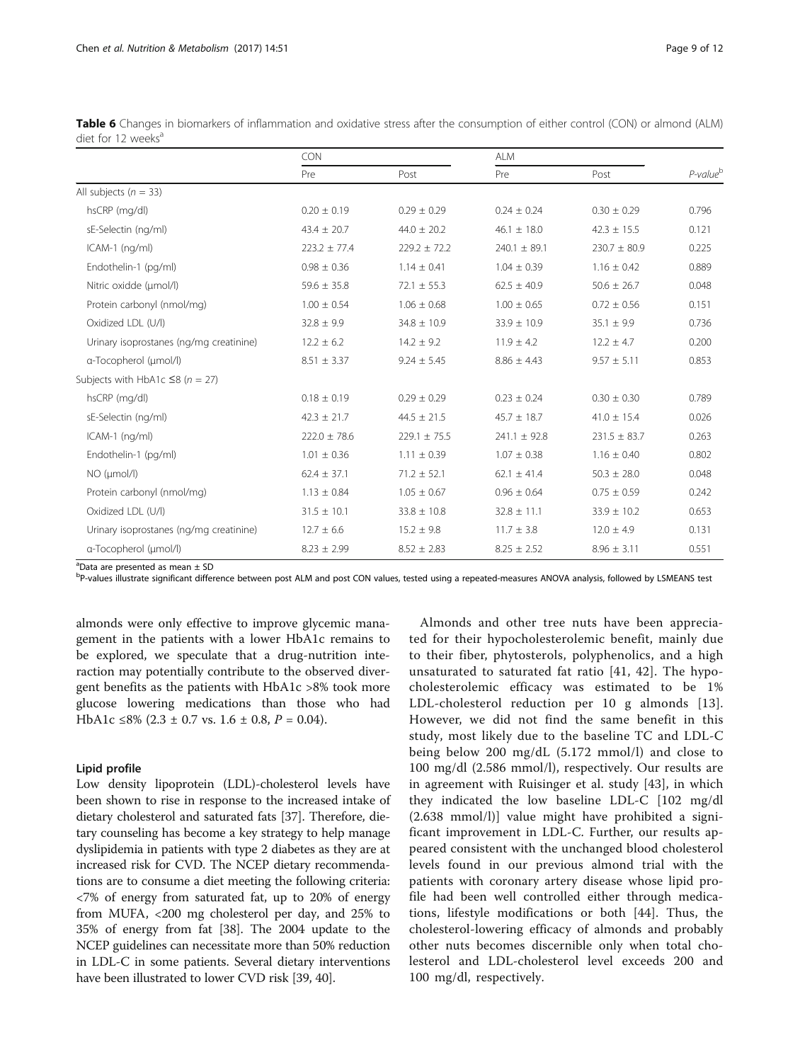**Table 6** Changes in biomarkers of inflammation and oxidative stress after the consumption of either control (CON) or almond (ALM) diet for 12 weeks[a]

| | CON | | ALM | | |
|---|---|---|---|---|---|
| | Pre | Post | Pre | Post | *P*-value[b] |
| All subjects ($n = 33$) | | | | | |
| hsCRP (mg/dl) | 0.20 ± 0.19 | 0.29 ± 0.29 | 0.24 ± 0.24 | 0.30 ± 0.29 | 0.796 |
| sE-Selectin (ng/ml) | 43.4 ± 20.7 | 44.0 ± 20.2 | 46.1 ± 18.0 | 42.3 ± 15.5 | 0.121 |
| ICAM-1 (ng/ml) | 223.2 ± 77.4 | 229.2 ± 72.2 | 240.1 ± 89.1 | 230.7 ± 80.9 | 0.225 |
| Endothelin-1 (pg/ml) | 0.98 ± 0.36 | 1.14 ± 0.41 | 1.04 ± 0.39 | 1.16 ± 0.42 | 0.889 |
| Nitric oxidde (μmol/l) | 59.6 ± 35.8 | 72.1 ± 55.3 | 62.5 ± 40.9 | 50.6 ± 26.7 | 0.048 |
| Protein carbonyl (nmol/mg) | 1.00 ± 0.54 | 1.06 ± 0.68 | 1.00 ± 0.65 | 0.72 ± 0.56 | 0.151 |
| Oxidized LDL (U/l) | 32.8 ± 9.9 | 34.8 ± 10.9 | 33.9 ± 10.9 | 35.1 ± 9.9 | 0.736 |
| Urinary isoprostanes (ng/mg creatinine) | 12.2 ± 6.2 | 14.2 ± 9.2 | 11.9 ± 4.2 | 12.2 ± 4.7 | 0.200 |
| α-Tocopherol (μmol/l) | 8.51 ± 3.37 | 9.24 ± 5.45 | 8.86 ± 4.43 | 9.57 ± 5.11 | 0.853 |
| Subjects with HbA1c ≤8 ($n = 27$) | | | | | |
| hsCRP (mg/dl) | 0.18 ± 0.19 | 0.29 ± 0.29 | 0.23 ± 0.24 | 0.30 ± 0.30 | 0.789 |
| sE-Selectin (ng/ml) | 42.3 ± 21.7 | 44.5 ± 21.5 | 45.7 ± 18.7 | 41.0 ± 15.4 | 0.026 |
| ICAM-1 (ng/ml) | 222.0 ± 78.6 | 229.1 ± 75.5 | 241.1 ± 92.8 | 231.5 ± 83.7 | 0.263 |
| Endothelin-1 (pg/ml) | 1.01 ± 0.36 | 1.11 ± 0.39 | 1.07 ± 0.38 | 1.16 ± 0.40 | 0.802 |
| NO (μmol/l) | 62.4 ± 37.1 | 71.2 ± 52.1 | 62.1 ± 41.4 | 50.3 ± 28.0 | 0.048 |
| Protein carbonyl (nmol/mg) | 1.13 ± 0.84 | 1.05 ± 0.67 | 0.96 ± 0.64 | 0.75 ± 0.59 | 0.242 |
| Oxidized LDL (U/l) | 31.5 ± 10.1 | 33.8 ± 10.8 | 32.8 ± 11.1 | 33.9 ± 10.2 | 0.653 |
| Urinary isoprostanes (ng/mg creatinine) | 12.7 ± 6.6 | 15.2 ± 9.8 | 11.7 ± 3.8 | 12.0 ± 4.9 | 0.131 |
| α-Tocopherol (μmol/l) | 8.23 ± 2.99 | 8.52 ± 2.83 | 8.25 ± 2.52 | 8.96 ± 3.11 | 0.551 |

[a]Data are presented as mean ± SD

[b]P-values illustrate significant difference between post ALM and post CON values, tested using a repeated-measures ANOVA analysis, followed by LSMEANS test

almonds were only effective to improve glycemic management in the patients with a lower HbA1c remains to be explored, we speculate that a drug-nutrition interaction may potentially contribute to the observed divergent benefits as the patients with HbA1c >8% took more glucose lowering medications than those who had HbA1c ≤8% (2.3 ± 0.7 vs. 1.6 ± 0.8, $P = 0.04$).

### Lipid profile

Low density lipoprotein (LDL)-cholesterol levels have been shown to rise in response to the increased intake of dietary cholesterol and saturated fats [37]. Therefore, dietary counseling has become a key strategy to help manage dyslipidemia in patients with type 2 diabetes as they are at increased risk for CVD. The NCEP dietary recommendations are to consume a diet meeting the following criteria: <7% of energy from saturated fat, up to 20% of energy from MUFA, <200 mg cholesterol per day, and 25% to 35% of energy from fat [38]. The 2004 update to the NCEP guidelines can necessitate more than 50% reduction in LDL-C in some patients. Several dietary interventions have been illustrated to lower CVD risk [39, 40].

Almonds and other tree nuts have been appreciated for their hypocholesterolemic benefit, mainly due to their fiber, phytosterols, polyphenolics, and a high unsaturated to saturated fat ratio [41, 42]. The hypocholesterolemic efficacy was estimated to be 1% LDL-cholesterol reduction per 10 g almonds [13]. However, we did not find the same benefit in this study, most likely due to the baseline TC and LDL-C being below 200 mg/dL (5.172 mmol/l) and close to 100 mg/dl (2.586 mmol/l), respectively. Our results are in agreement with Ruisinger et al. study [43], in which they indicated the low baseline LDL-C [102 mg/dl (2.638 mmol/l)] value might have prohibited a significant improvement in LDL-C. Further, our results appeared consistent with the unchanged blood cholesterol levels found in our previous almond trial with the patients with coronary artery disease whose lipid profile had been well controlled either through medications, lifestyle modifications or both [44]. Thus, the cholesterol-lowering efficacy of almonds and probably other nuts becomes discernible only when total cholesterol and LDL-cholesterol level exceeds 200 and 100 mg/dl, respectively.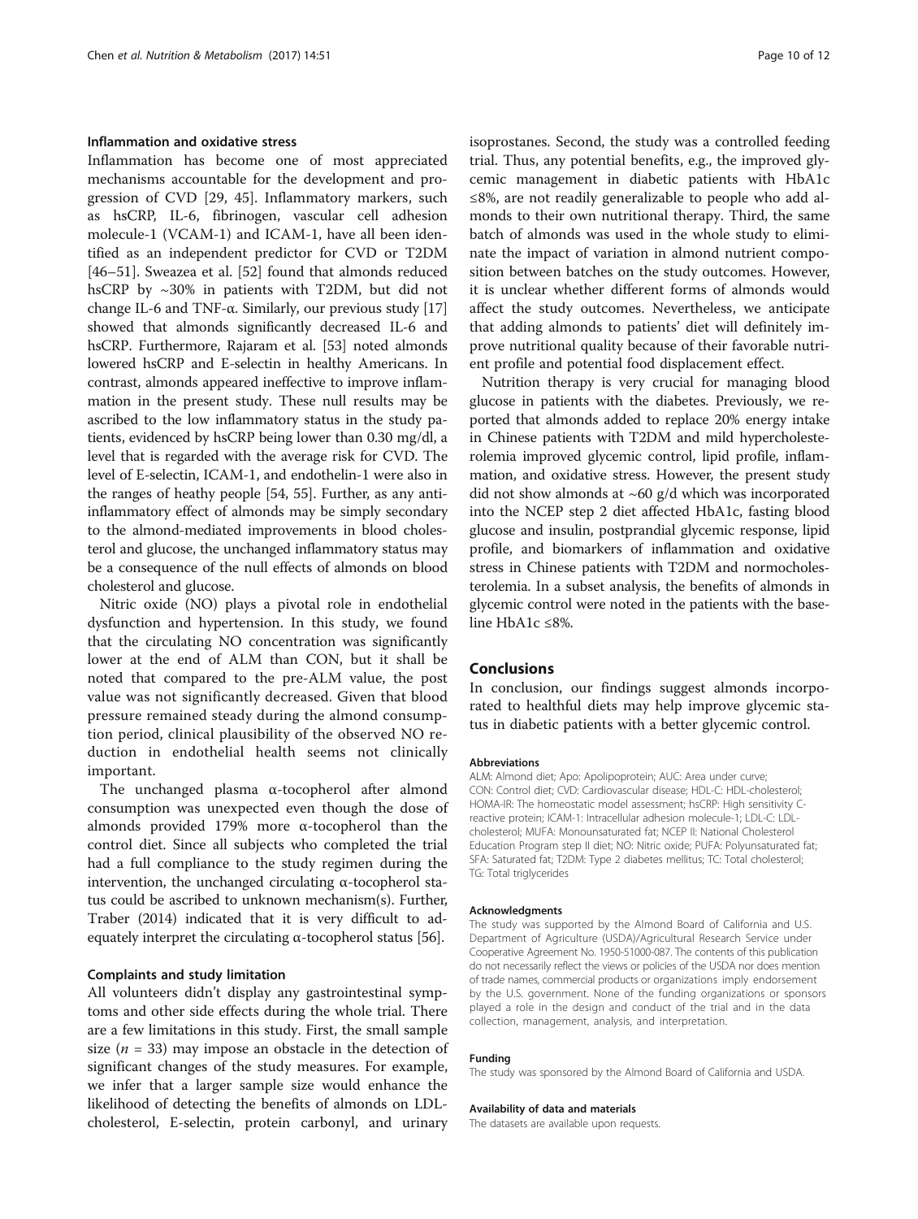### Inflammation and oxidative stress

Inflammation has become one of most appreciated mechanisms accountable for the development and progression of CVD [29, 45]. Inflammatory markers, such as hsCRP, IL-6, fibrinogen, vascular cell adhesion molecule-1 (VCAM-1) and ICAM-1, have all been identified as an independent predictor for CVD or T2DM [46–51]. Sweazea et al. [52] found that almonds reduced hsCRP by ~30% in patients with T2DM, but did not change IL-6 and TNF-α. Similarly, our previous study [17] showed that almonds significantly decreased IL-6 and hsCRP. Furthermore, Rajaram et al. [53] noted almonds lowered hsCRP and E-selectin in healthy Americans. In contrast, almonds appeared ineffective to improve inflammation in the present study. These null results may be ascribed to the low inflammatory status in the study patients, evidenced by hsCRP being lower than 0.30 mg/dl, a level that is regarded with the average risk for CVD. The level of E-selectin, ICAM-1, and endothelin-1 were also in the ranges of heathy people [54, 55]. Further, as any anti-inflammatory effect of almonds may be simply secondary to the almond-mediated improvements in blood cholesterol and glucose, the unchanged inflammatory status may be a consequence of the null effects of almonds on blood cholesterol and glucose.

Nitric oxide (NO) plays a pivotal role in endothelial dysfunction and hypertension. In this study, we found that the circulating NO concentration was significantly lower at the end of ALM than CON, but it shall be noted that compared to the pre-ALM value, the post value was not significantly decreased. Given that blood pressure remained steady during the almond consumption period, clinical plausibility of the observed NO reduction in endothelial health seems not clinically important.

The unchanged plasma α-tocopherol after almond consumption was unexpected even though the dose of almonds provided 179% more α-tocopherol than the control diet. Since all subjects who completed the trial had a full compliance to the study regimen during the intervention, the unchanged circulating α-tocopherol status could be ascribed to unknown mechanism(s). Further, Traber (2014) indicated that it is very difficult to adequately interpret the circulating α-tocopherol status [56].

### Complaints and study limitation

All volunteers didn't display any gastrointestinal symptoms and other side effects during the whole trial. There are a few limitations in this study. First, the small sample size ($n = 33$) may impose an obstacle in the detection of significant changes of the study measures. For example, we infer that a larger sample size would enhance the likelihood of detecting the benefits of almonds on LDL-cholesterol, E-selectin, protein carbonyl, and urinary isoprostanes. Second, the study was a controlled feeding trial. Thus, any potential benefits, e.g., the improved glycemic management in diabetic patients with HbA1c ≤8%, are not readily generalizable to people who add almonds to their own nutritional therapy. Third, the same batch of almonds was used in the whole study to eliminate the impact of variation in almond nutrient composition between batches on the study outcomes. However, it is unclear whether different forms of almonds would affect the study outcomes. Nevertheless, we anticipate that adding almonds to patients' diet will definitely improve nutritional quality because of their favorable nutrient profile and potential food displacement effect.

Nutrition therapy is very crucial for managing blood glucose in patients with the diabetes. Previously, we reported that almonds added to replace 20% energy intake in Chinese patients with T2DM and mild hypercholesterolemia improved glycemic control, lipid profile, inflammation, and oxidative stress. However, the present study did not show almonds at ~60 g/d which was incorporated into the NCEP step 2 diet affected HbA1c, fasting blood glucose and insulin, postprandial glycemic response, lipid profile, and biomarkers of inflammation and oxidative stress in Chinese patients with T2DM and normocholesterolemia. In a subset analysis, the benefits of almonds in glycemic control were noted in the patients with the baseline HbA1c ≤8%.

## Conclusions

In conclusion, our findings suggest almonds incorporated to healthful diets may help improve glycemic status in diabetic patients with a better glycemic control.

#### Abbreviations

ALM: Almond diet; Apo: Apolipoprotein; AUC: Area under curve; CON: Control diet; CVD: Cardiovascular disease; HDL-C: HDL-cholesterol; HOMA-IR: The homeostatic model assessment; hsCRP: High sensitivity C-reactive protein; ICAM-1: Intracellular adhesion molecule-1; LDL-C: LDL-cholesterol; MUFA: Monounsaturated fat; NCEP II: National Cholesterol Education Program step II diet; NO: Nitric oxide; PUFA: Polyunsaturated fat; SFA: Saturated fat; T2DM: Type 2 diabetes mellitus; TC: Total cholesterol; TG: Total triglycerides

#### Acknowledgments

The study was supported by the Almond Board of California and U.S. Department of Agriculture (USDA)/Agricultural Research Service under Cooperative Agreement No. 1950-51000-087. The contents of this publication do not necessarily reflect the views or policies of the USDA nor does mention of trade names, commercial products or organizations imply endorsement by the U.S. government. None of the funding organizations or sponsors played a role in the design and conduct of the trial and in the data collection, management, analysis, and interpretation.

#### Funding

The study was sponsored by the Almond Board of California and USDA.

#### Availability of data and materials

The datasets are available upon requests.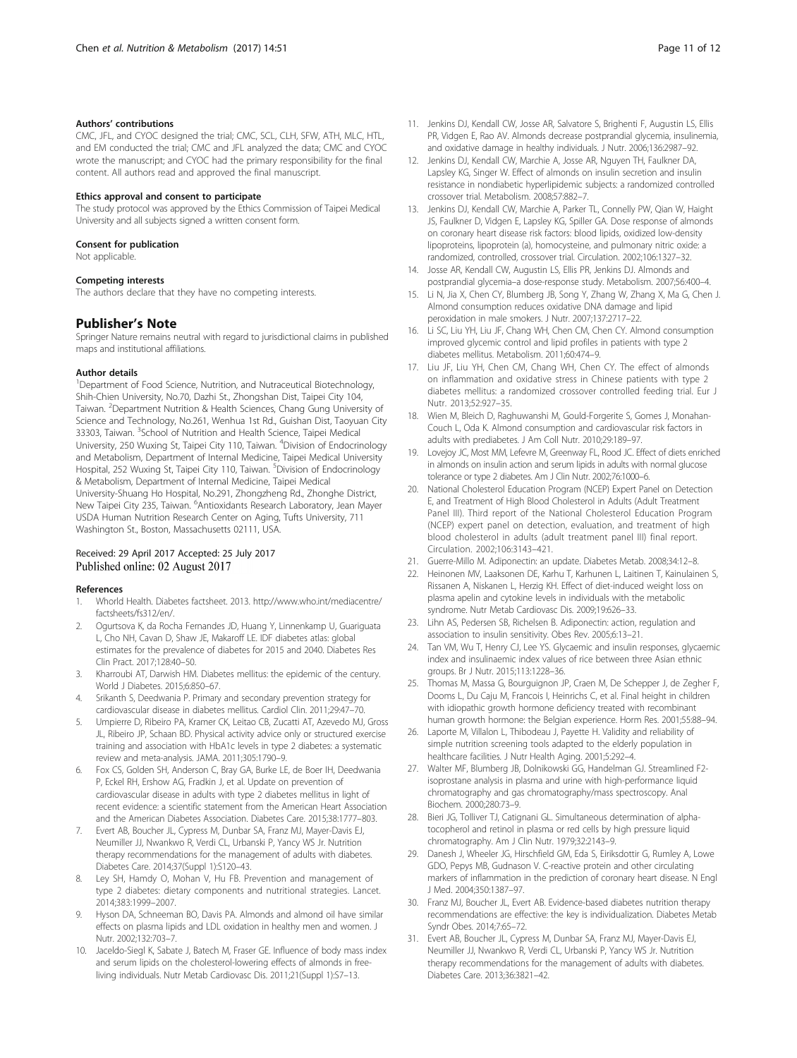#### Authors' contributions

CMC, JFL, and CYOC designed the trial; CMC, SCL, CLH, SFW, ATH, MLC, HTL, and EM conducted the trial; CMC and JFL analyzed the data; CMC and CYOC wrote the manuscript; and CYOC had the primary responsibility for the final content. All authors read and approved the final manuscript.

#### Ethics approval and consent to participate

The study protocol was approved by the Ethics Commission of Taipei Medical University and all subjects signed a written consent form.

#### Consent for publication

Not applicable.

#### Competing interests

The authors declare that they have no competing interests.

## Publisher's Note

Springer Nature remains neutral with regard to jurisdictional claims in published maps and institutional affiliations.

#### Author details

[1]Department of Food Science, Nutrition, and Nutraceutical Biotechnology, Shih-Chien University, No.70, Dazhi St., Zhongshan Dist, Taipei City 104, Taiwan. [2]Department Nutrition & Health Sciences, Chang Gung University of Science and Technology, No.261, Wenhua 1st Rd., Guishan Dist, Taoyuan City 33303, Taiwan. [3]School of Nutrition and Health Science, Taipei Medical University, 250 Wuxing St, Taipei City 110, Taiwan. [4]Division of Endocrinology and Metabolism, Department of Internal Medicine, Taipei Medical University Hospital, 252 Wuxing St, Taipei City 110, Taiwan. [5]Division of Endocrinology & Metabolism, Department of Internal Medicine, Taipei Medical University-Shuang Ho Hospital, No.291, Zhongzheng Rd., Zhonghe District, New Taipei City 235, Taiwan. [6]Antioxidants Research Laboratory, Jean Mayer USDA Human Nutrition Research Center on Aging, Tufts University, 711 Washington St., Boston, Massachusetts 02111, USA.

Received: 29 April 2017 Accepted: 25 July 2017
Published online: 02 August 2017

#### References

1. Whorld Health. Diabetes factsheet. 2013. http://www.who.int/mediacentre/factsheets/fs312/en/.
2. Ogurtsova K, da Rocha Fernandes JD, Huang Y, Linnenkamp U, Guariguata L, Cho NH, Cavan D, Shaw JE, Makaroff LE. IDF diabetes atlas: global estimates for the prevalence of diabetes for 2015 and 2040. Diabetes Res Clin Pract. 2017;128:40–50.
3. Kharroubi AT, Darwish HM. Diabetes mellitus: the epidemic of the century. World J Diabetes. 2015;6:850–67.
4. Srikanth S, Deedwania P. Primary and secondary prevention strategy for cardiovascular disease in diabetes mellitus. Cardiol Clin. 2011;29:47–70.
5. Umpierre D, Ribeiro PA, Kramer CK, Leitao CB, Zucatti AT, Azevedo MJ, Gross JL, Ribeiro JP, Schaan BD. Physical activity advice only or structured exercise training and association with HbA1c levels in type 2 diabetes: a systematic review and meta-analysis. JAMA. 2011;305:1790–9.
6. Fox CS, Golden SH, Anderson C, Bray GA, Burke LE, de Boer IH, Deedwania P, Eckel RH, Ershow AG, Fradkin J, et al. Update on prevention of cardiovascular disease in adults with type 2 diabetes mellitus in light of recent evidence: a scientific statement from the American Heart Association and the American Diabetes Association. Diabetes Care. 2015;38:1777–803.
7. Evert AB, Boucher JL, Cypress M, Dunbar SA, Franz MJ, Mayer-Davis EJ, Neumiller JJ, Nwankwo R, Verdi CL, Urbanski P, Yancy WS Jr. Nutrition therapy recommendations for the management of adults with diabetes. Diabetes Care. 2014;37(Suppl 1):S120–43.
8. Ley SH, Hamdy O, Mohan V, Hu FB. Prevention and management of type 2 diabetes: dietary components and nutritional strategies. Lancet. 2014;383:1999–2007.
9. Hyson DA, Schneeman BO, Davis PA. Almonds and almond oil have similar effects on plasma lipids and LDL oxidation in healthy men and women. J Nutr. 2002;132:703–7.
10. Jaceldo-Siegl K, Sabate J, Batech M, Fraser GE. Influence of body mass index and serum lipids on the cholesterol-lowering effects of almonds in free-living individuals. Nutr Metab Cardiovasc Dis. 2011;21(Suppl 1):S7–13.
11. Jenkins DJ, Kendall CW, Josse AR, Salvatore S, Brighenti F, Augustin LS, Ellis PR, Vidgen E, Rao AV. Almonds decrease postprandial glycemia, insulinemia, and oxidative damage in healthy individuals. J Nutr. 2006;136:2987–92.
12. Jenkins DJ, Kendall CW, Marchie A, Josse AR, Nguyen TH, Faulkner DA, Lapsley KG, Singer W. Effect of almonds on insulin secretion and insulin resistance in nondiabetic hyperlipidemic subjects: a randomized controlled crossover trial. Metabolism. 2008;57:882–7.
13. Jenkins DJ, Kendall CW, Marchie A, Parker TL, Connelly PW, Qian W, Haight JS, Faulkner D, Vidgen E, Lapsley KG, Spiller GA. Dose response of almonds on coronary heart disease risk factors: blood lipids, oxidized low-density lipoproteins, lipoprotein (a), homocysteine, and pulmonary nitric oxide: a randomized, controlled, crossover trial. Circulation. 2002;106:1327–32.
14. Josse AR, Kendall CW, Augustin LS, Ellis PR, Jenkins DJ. Almonds and postprandial glycemia–a dose-response study. Metabolism. 2007;56:400–4.
15. Li N, Jia X, Chen CY, Blumberg JB, Song Y, Zhang W, Zhang X, Ma G, Chen J. Almond consumption reduces oxidative DNA damage and lipid peroxidation in male smokers. J Nutr. 2007;137:2717–22.
16. Li SC, Liu YH, Liu JF, Chang WH, Chen CM, Chen CY. Almond consumption improved glycemic control and lipid profiles in patients with type 2 diabetes mellitus. Metabolism. 2011;60:474–9.
17. Liu JF, Liu YH, Chen CM, Chang WH, Chen CY. The effect of almonds on inflammation and oxidative stress in Chinese patients with type 2 diabetes mellitus: a randomized crossover controlled feeding trial. Eur J Nutr. 2013;52:927–35.
18. Wien M, Bleich D, Raghuwanshi M, Gould-Forgerite S, Gomes J, Monahan-Couch L, Oda K. Almond consumption and cardiovascular risk factors in adults with prediabetes. J Am Coll Nutr. 2010;29:189–97.
19. Lovejoy JC, Most MM, Lefevre M, Greenway FL, Rood JC. Effect of diets enriched in almonds on insulin action and serum lipids in adults with normal glucose tolerance or type 2 diabetes. Am J Clin Nutr. 2002;76:1000–6.
20. National Cholesterol Education Program (NCEP) Expert Panel on Detection E, and Treatment of High Blood Cholesterol in Adults (Adult Treatment Panel III). Third report of the National Cholesterol Education Program (NCEP) expert panel on detection, evaluation, and treatment of high blood cholesterol in adults (adult treatment panel III) final report. Circulation. 2002;106:3143–421.
21. Guerre-Millo M. Adiponectin: an update. Diabetes Metab. 2008;34:12–8.
22. Heinonen MV, Laaksonen DE, Karhu T, Karhunen L, Laitinen T, Kainulainen S, Rissanen A, Niskanen L, Herzig KH. Effect of diet-induced weight loss on plasma apelin and cytokine levels in individuals with the metabolic syndrome. Nutr Metab Cardiovasc Dis. 2009;19:626–33.
23. Lihn AS, Pedersen SB, Richelsen B. Adiponectin: action, regulation and association to insulin sensitivity. Obes Rev. 2005;6:13–21.
24. Tan VM, Wu T, Henry CJ, Lee YS. Glycaemic and insulin responses, glycaemic index and insulinaemic index values of rice between three Asian ethnic groups. Br J Nutr. 2015;113:1228–36.
25. Thomas M, Massa G, Bourguignon JP, Craen M, De Schepper J, de Zegher F, Dooms L, Du Caju M, Francois I, Heinrichs C, et al. Final height in children with idiopathic growth hormone deficiency treated with recombinant human growth hormone: the Belgian experience. Horm Res. 2001;55:88–94.
26. Laporte M, Villalon L, Thibodeau J, Payette H. Validity and reliability of simple nutrition screening tools adapted to the elderly population in healthcare facilities. J Nutr Health Aging. 2001;5:292–4.
27. Walter MF, Blumberg JB, Dolnikowski GG, Handelman GJ. Streamlined F2-isoprostane analysis in plasma and urine with high-performance liquid chromatography and gas chromatography/mass spectroscopy. Anal Biochem. 2000;280:73–9.
28. Bieri JG, Tolliver TJ, Catignani GL. Simultaneous determination of alpha-tocopherol and retinol in plasma or red cells by high pressure liquid chromatography. Am J Clin Nutr. 1979;32:2143–9.
29. Danesh J, Wheeler JG, Hirschfield GM, Eda S, Eiriksdottir G, Rumley A, Lowe GDO, Pepys MB, Gudnason V. C-reactive protein and other circulating markers of inflammation in the prediction of coronary heart disease. N Engl J Med. 2004;350:1387–97.
30. Franz MJ, Boucher JL, Evert AB. Evidence-based diabetes nutrition therapy recommendations are effective: the key is individualization. Diabetes Metab Syndr Obes. 2014;7:65–72.
31. Evert AB, Boucher JL, Cypress M, Dunbar SA, Franz MJ, Mayer-Davis EJ, Neumiller JJ, Nwankwo R, Verdi CL, Urbanski P, Yancy WS Jr. Nutrition therapy recommendations for the management of adults with diabetes. Diabetes Care. 2013;36:3821–42.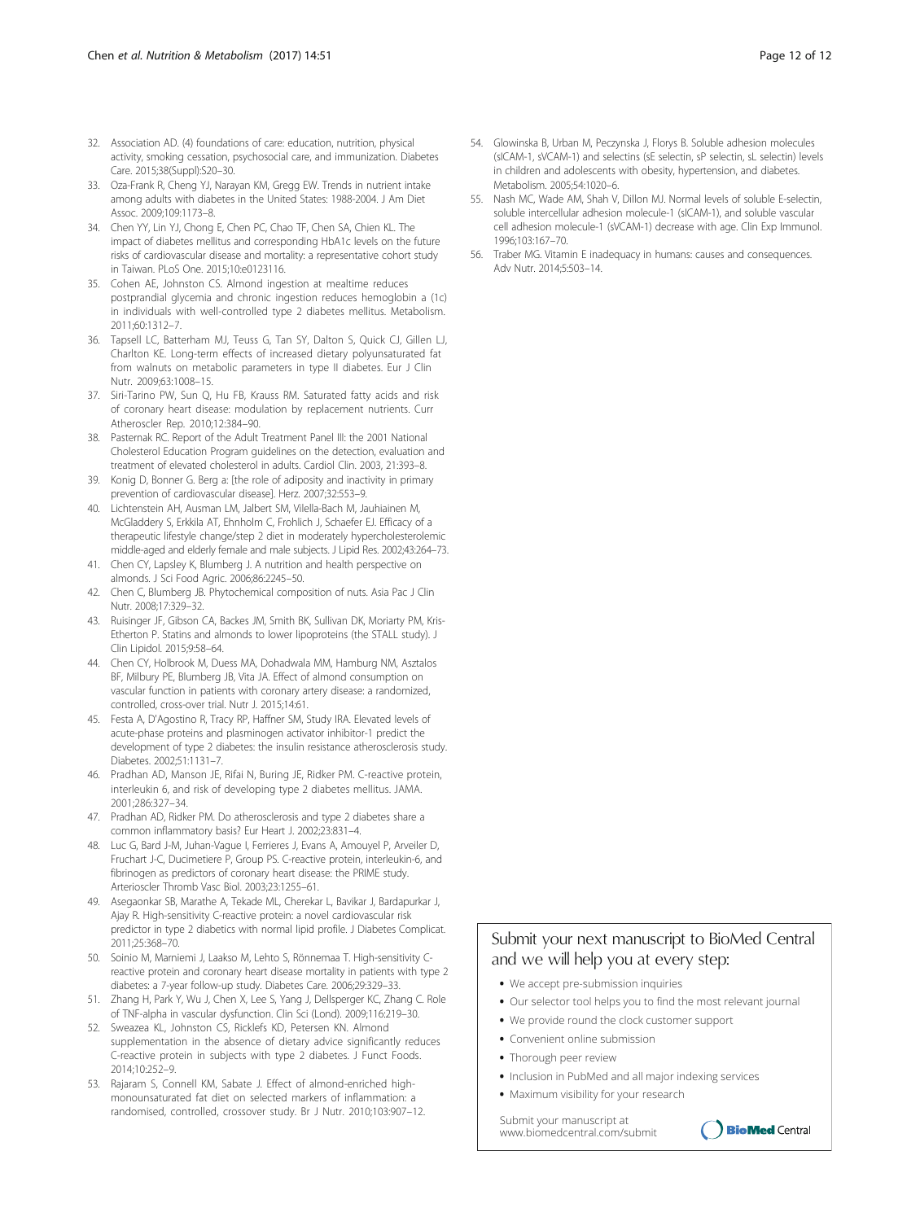32. Association AD. (4) foundations of care: education, nutrition, physical activity, smoking cessation, psychosocial care, and immunization. Diabetes Care. 2015;38(Suppl):S20–30.
33. Oza-Frank R, Cheng YJ, Narayan KM, Gregg EW. Trends in nutrient intake among adults with diabetes in the United States: 1988-2004. J Am Diet Assoc. 2009;109:1173–8.
34. Chen YY, Lin YJ, Chong E, Chen PC, Chao TF, Chen SA, Chien KL. The impact of diabetes mellitus and corresponding HbA1c levels on the future risks of cardiovascular disease and mortality: a representative cohort study in Taiwan. PLoS One. 2015;10:e0123116.
35. Cohen AE, Johnston CS. Almond ingestion at mealtime reduces postprandial glycemia and chronic ingestion reduces hemoglobin a (1c) in individuals with well-controlled type 2 diabetes mellitus. Metabolism. 2011;60:1312–7.
36. Tapsell LC, Batterham MJ, Teuss G, Tan SY, Dalton S, Quick CJ, Gillen LJ, Charlton KE. Long-term effects of increased dietary polyunsaturated fat from walnuts on metabolic parameters in type II diabetes. Eur J Clin Nutr. 2009;63:1008–15.
37. Siri-Tarino PW, Sun Q, Hu FB, Krauss RM. Saturated fatty acids and risk of coronary heart disease: modulation by replacement nutrients. Curr Atheroscler Rep. 2010;12:384–90.
38. Pasternak RC. Report of the Adult Treatment Panel III: the 2001 National Cholesterol Education Program guidelines on the detection, evaluation and treatment of elevated cholesterol in adults. Cardiol Clin. 2003, 21:393–8.
39. Konig D, Bonner G. Berg a: [the role of adiposity and inactivity in primary prevention of cardiovascular disease]. Herz. 2007;32:553–9.
40. Lichtenstein AH, Ausman LM, Jalbert SM, Vilella-Bach M, Jauhiainen M, McGladdery S, Erkkila AT, Ehnholm C, Frohlich J, Schaefer EJ. Efficacy of a therapeutic lifestyle change/step 2 diet in moderately hypercholesterolemic middle-aged and elderly female and male subjects. J Lipid Res. 2002;43:264–73.
41. Chen CY, Lapsley K, Blumberg J. A nutrition and health perspective on almonds. J Sci Food Agric. 2006;86:2245–50.
42. Chen C, Blumberg JB. Phytochemical composition of nuts. Asia Pac J Clin Nutr. 2008;17:329–32.
43. Ruisinger JF, Gibson CA, Backes JM, Smith BK, Sullivan DK, Moriarty PM, Kris-Etherton P. Statins and almonds to lower lipoproteins (the STALL study). J Clin Lipidol. 2015;9:58–64.
44. Chen CY, Holbrook M, Duess MA, Dohadwala MM, Hamburg NM, Asztalos BF, Milbury PE, Blumberg JB, Vita JA. Effect of almond consumption on vascular function in patients with coronary artery disease: a randomized, controlled, cross-over trial. Nutr J. 2015;14:61.
45. Festa A, D'Agostino R, Tracy RP, Haffner SM, Study IRA. Elevated levels of acute-phase proteins and plasminogen activator inhibitor-1 predict the development of type 2 diabetes: the insulin resistance atherosclerosis study. Diabetes. 2002;51:1131–7.
46. Pradhan AD, Manson JE, Rifai N, Buring JE, Ridker PM. C-reactive protein, interleukin 6, and risk of developing type 2 diabetes mellitus. JAMA. 2001;286:327–34.
47. Pradhan AD, Ridker PM. Do atherosclerosis and type 2 diabetes share a common inflammatory basis? Eur Heart J. 2002;23:831–4.
48. Luc G, Bard J-M, Juhan-Vague I, Ferrieres J, Evans A, Amouyel P, Arveiler D, Fruchart J-C, Ducimetiere P, Group PS. C-reactive protein, interleukin-6, and fibrinogen as predictors of coronary heart disease: the PRIME study. Arterioscler Thromb Vasc Biol. 2003;23:1255–61.
49. Asegaonkar SB, Marathe A, Tekade ML, Cherekar L, Bavikar J, Bardapurkar J, Ajay R. High-sensitivity C-reactive protein: a novel cardiovascular risk predictor in type 2 diabetics with normal lipid profile. J Diabetes Complicat. 2011;25:368–70.
50. Soinio M, Marniemi J, Laakso M, Lehto S, Rönnemaa T. High-sensitivity C-reactive protein and coronary heart disease mortality in patients with type 2 diabetes: a 7-year follow-up study. Diabetes Care. 2006;29:329–33.
51. Zhang H, Park Y, Wu J, Chen X, Lee S, Yang J, Dellsperger KC, Zhang C. Role of TNF-alpha in vascular dysfunction. Clin Sci (Lond). 2009;116:219–30.
52. Sweazea KL, Johnston CS, Ricklefs KD, Petersen KN. Almond supplementation in the absence of dietary advice significantly reduces C-reactive protein in subjects with type 2 diabetes. J Funct Foods. 2014;10:252–9.
53. Rajaram S, Connell KM, Sabate J. Effect of almond-enriched high-monounsaturated fat diet on selected markers of inflammation: a randomised, controlled, crossover study. Br J Nutr. 2010;103:907–12.
54. Glowinska B, Urban M, Peczynska J, Florys B. Soluble adhesion molecules (sICAM-1, sVCAM-1) and selectins (sE selectin, sP selectin, sL selectin) levels in children and adolescents with obesity, hypertension, and diabetes. Metabolism. 2005;54:1020–6.
55. Nash MC, Wade AM, Shah V, Dillon MJ. Normal levels of soluble E-selectin, soluble intercellular adhesion molecule-1 (sICAM-1), and soluble vascular cell adhesion molecule-1 (sVCAM-1) decrease with age. Clin Exp Immunol. 1996;103:167–70.
56. Traber MG. Vitamin E inadequacy in humans: causes and consequences. Adv Nutr. 2014;5:503–14.

Submit your next manuscript to BioMed Central and we will help you at every step:

- We accept pre-submission inquiries
- Our selector tool helps you to find the most relevant journal
- We provide round the clock customer support
- Convenient online submission
- Thorough peer review
- Inclusion in PubMed and all major indexing services
- Maximum visibility for your research

Submit your manuscript at
www.biomedcentral.com/submit

BioMed Central